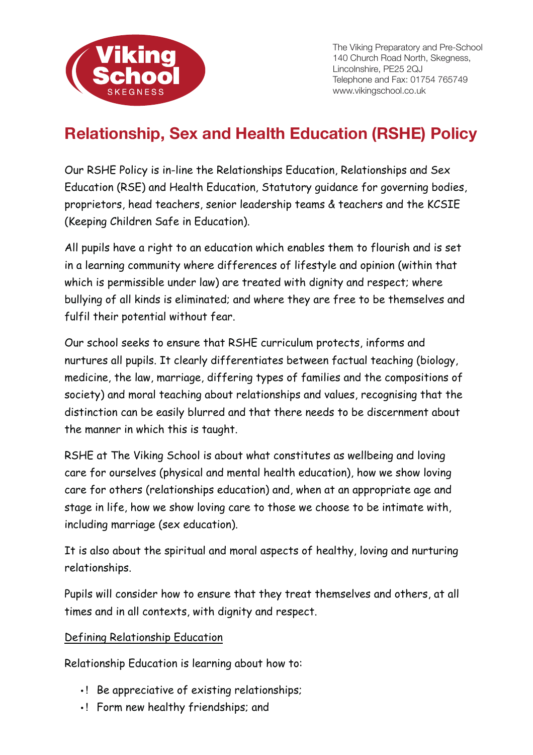The Viking Preparatory and Pre-School
140 Church Road North, Skegness,
Lincolnshire, PE25 2QJ
Telephone and Fax: 01754 765749
www.vikingschool.co.uk

# Relationship, Sex and Health Education (RSHE) Policy

Our RSHE Policy is in-line the Relationships Education, Relationships and Sex Education (RSE) and Health Education, Statutory guidance for governing bodies, proprietors, head teachers, senior leadership teams & teachers and the KCSIE (Keeping Children Safe in Education).

All pupils have a right to an education which enables them to flourish and is set in a learning community where differences of lifestyle and opinion (within that which is permissible under law) are treated with dignity and respect; where bullying of all kinds is eliminated; and where they are free to be themselves and fulfil their potential without fear.

Our school seeks to ensure that RSHE curriculum protects, informs and nurtures all pupils. It clearly differentiates between factual teaching (biology, medicine, the law, marriage, differing types of families and the compositions of society) and moral teaching about relationships and values, recognising that the distinction can be easily blurred and that there needs to be discernment about the manner in which this is taught.

RSHE at The Viking School is about what constitutes as wellbeing and loving care for ourselves (physical and mental health education), how we show loving care for others (relationships education) and, when at an appropriate age and stage in life, how we show loving care to those we choose to be intimate with, including marriage (sex education).

It is also about the spiritual and moral aspects of healthy, loving and nurturing relationships.

Pupils will consider how to ensure that they treat themselves and others, at all times and in all contexts, with dignity and respect.

<u>Defining Relationship Education</u>

Relationship Education is learning about how to:

- Be appreciative of existing relationships;
- Form new healthy friendships; and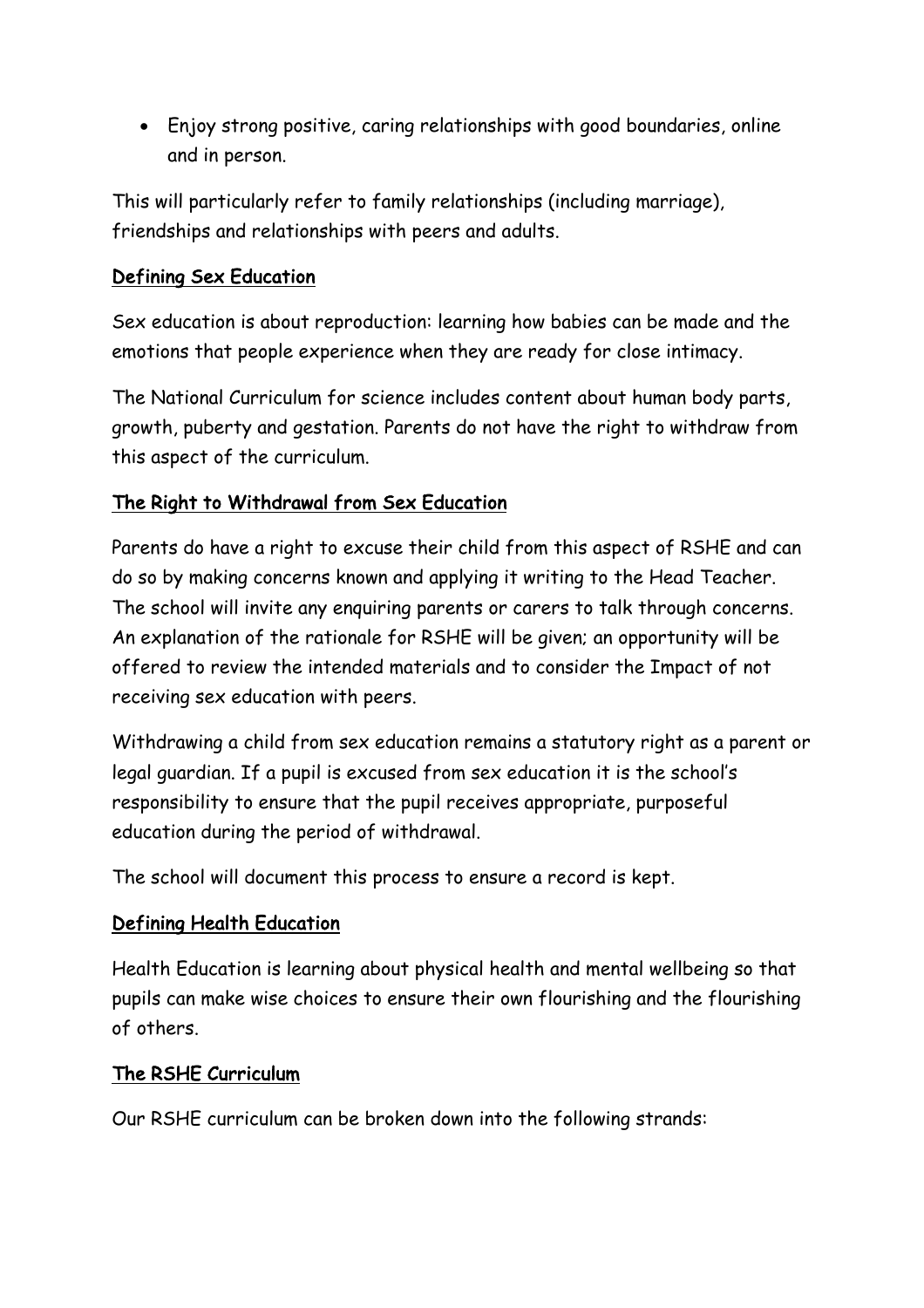- Enjoy strong positive, caring relationships with good boundaries, online and in person.

This will particularly refer to family relationships (including marriage), friendships and relationships with peers and adults.

## Defining Sex Education

Sex education is about reproduction: learning how babies can be made and the emotions that people experience when they are ready for close intimacy.

The National Curriculum for science includes content about human body parts, growth, puberty and gestation. Parents do not have the right to withdraw from this aspect of the curriculum.

## The Right to Withdrawal from Sex Education

Parents do have a right to excuse their child from this aspect of RSHE and can do so by making concerns known and applying it writing to the Head Teacher. The school will invite any enquiring parents or carers to talk through concerns. An explanation of the rationale for RSHE will be given; an opportunity will be offered to review the intended materials and to consider the Impact of not receiving sex education with peers.

Withdrawing a child from sex education remains a statutory right as a parent or legal guardian. If a pupil is excused from sex education it is the school's responsibility to ensure that the pupil receives appropriate, purposeful education during the period of withdrawal.

The school will document this process to ensure a record is kept.

## Defining Health Education

Health Education is learning about physical health and mental wellbeing so that pupils can make wise choices to ensure their own flourishing and the flourishing of others.

## The RSHE Curriculum

Our RSHE curriculum can be broken down into the following strands: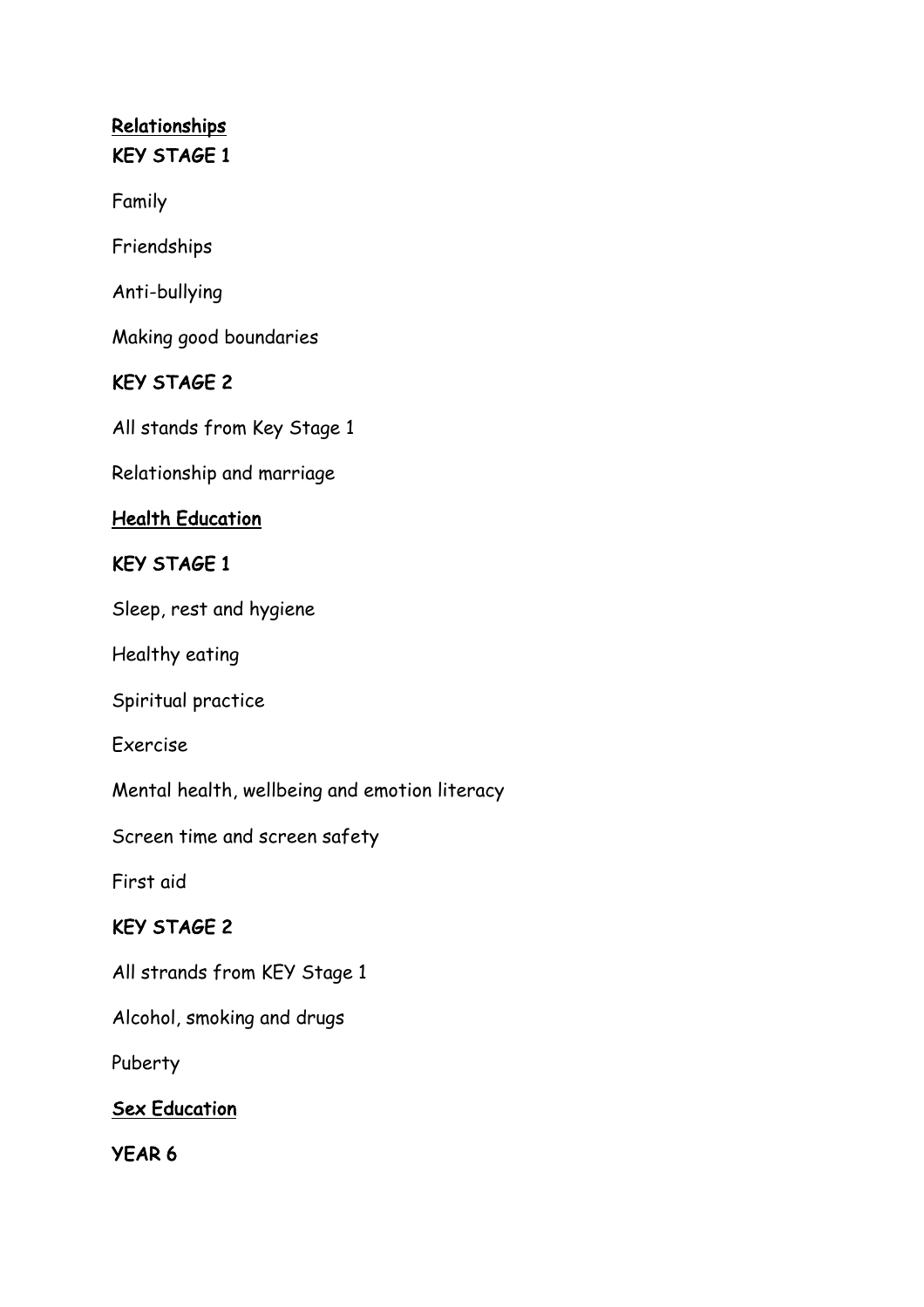## Relationships

### KEY STAGE 1

Family

Friendships

Anti-bullying

Making good boundaries

### KEY STAGE 2

All stands from Key Stage 1

Relationship and marriage

## Health Education

### KEY STAGE 1

Sleep, rest and hygiene

Healthy eating

Spiritual practice

Exercise

Mental health, wellbeing and emotion literacy

Screen time and screen safety

First aid

### KEY STAGE 2

All strands from KEY Stage 1

Alcohol, smoking and drugs

Puberty

## Sex Education

### YEAR 6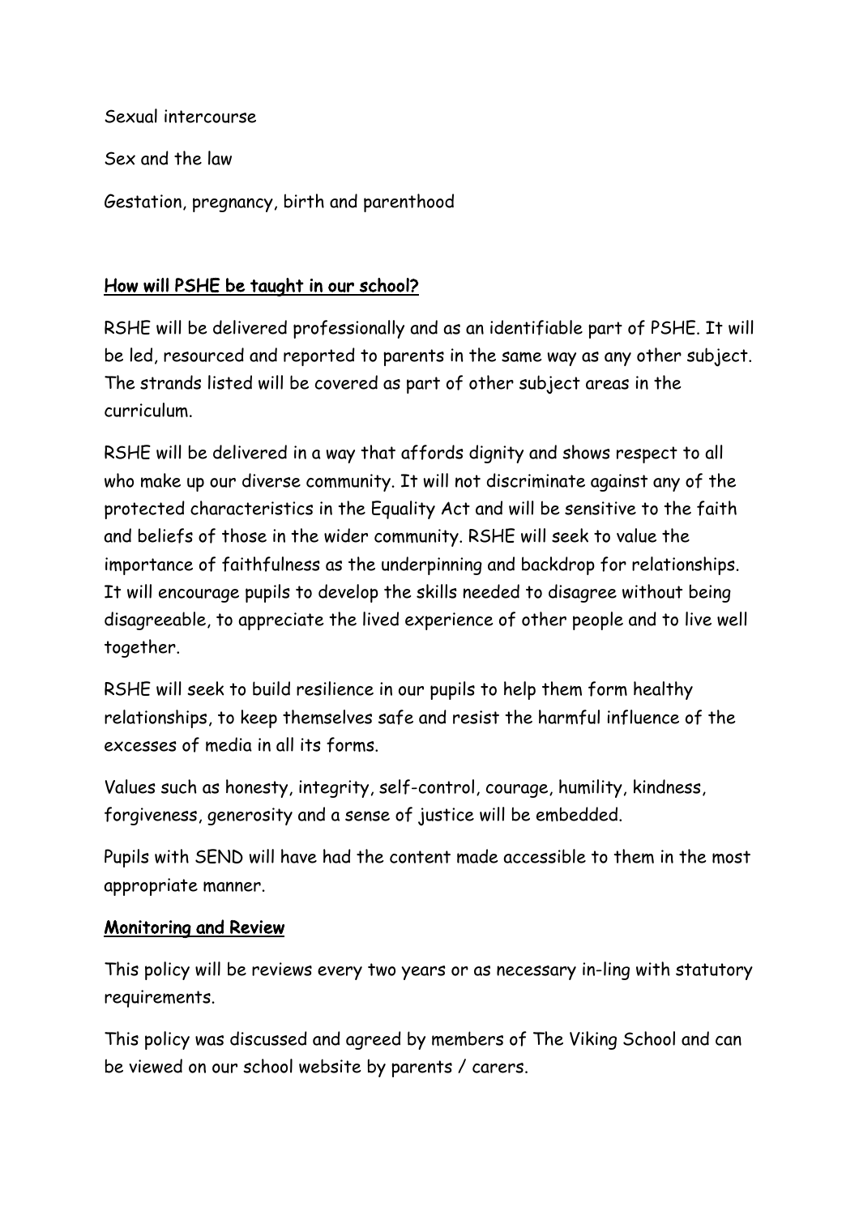Sexual intercourse

Sex and the law

Gestation, pregnancy, birth and parenthood

## How will PSHE be taught in our school?

RSHE will be delivered professionally and as an identifiable part of PSHE. It will be led, resourced and reported to parents in the same way as any other subject. The strands listed will be covered as part of other subject areas in the curriculum.

RSHE will be delivered in a way that affords dignity and shows respect to all who make up our diverse community. It will not discriminate against any of the protected characteristics in the Equality Act and will be sensitive to the faith and beliefs of those in the wider community. RSHE will seek to value the importance of faithfulness as the underpinning and backdrop for relationships. It will encourage pupils to develop the skills needed to disagree without being disagreeable, to appreciate the lived experience of other people and to live well together.

RSHE will seek to build resilience in our pupils to help them form healthy relationships, to keep themselves safe and resist the harmful influence of the excesses of media in all its forms.

Values such as honesty, integrity, self-control, courage, humility, kindness, forgiveness, generosity and a sense of justice will be embedded.

Pupils with SEND will have had the content made accessible to them in the most appropriate manner.

## Monitoring and Review

This policy will be reviews every two years or as necessary in-ling with statutory requirements.

This policy was discussed and agreed by members of The Viking School and can be viewed on our school website by parents / carers.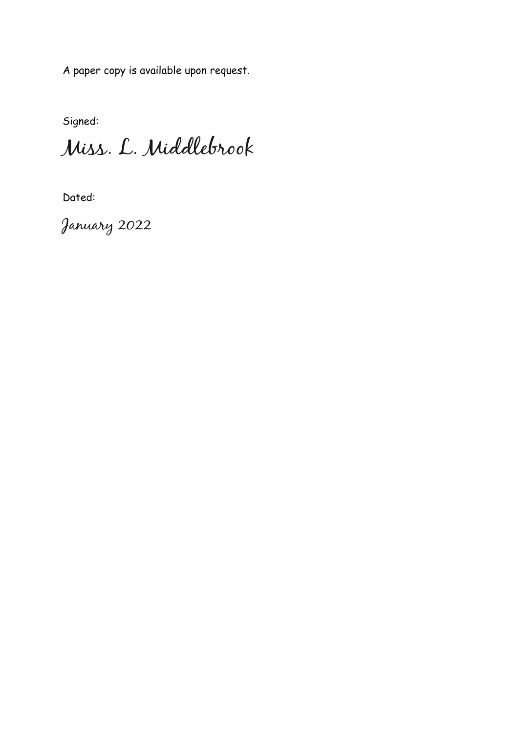A paper copy is available upon request.

Signed:

*Miss. L. Middlebrook*

Dated:

*January 2022*